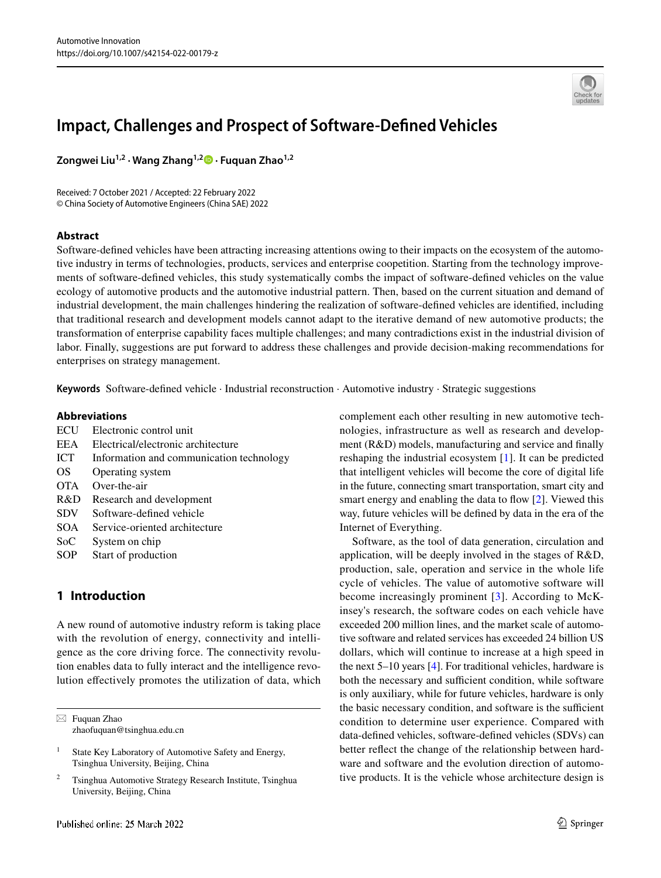# Impact, Challenges and Prospect of Software-Defined Vehicles

**Zongwei Liu[1,2] · Wang Zhang[1,2] · Fuquan Zhao[1,2]**

Received: 7 October 2021 / Accepted: 22 February 2022
© China Society of Automotive Engineers (China SAE) 2022

## Abstract

Software-defined vehicles have been attracting increasing attentions owing to their impacts on the ecosystem of the automotive industry in terms of technologies, products, services and enterprise coopetition. Starting from the technology improvements of software-defined vehicles, this study systematically combs the impact of software-defined vehicles on the value ecology of automotive products and the automotive industrial pattern. Then, based on the current situation and demand of industrial development, the main challenges hindering the realization of software-defined vehicles are identified, including that traditional research and development models cannot adapt to the iterative demand of new automotive products; the transformation of enterprise capability faces multiple challenges; and many contradictions exist in the industrial division of labor. Finally, suggestions are put forward to address these challenges and provide decision-making recommendations for enterprises on strategy management.

**Keywords** Software-defined vehicle · Industrial reconstruction · Automotive industry · Strategic suggestions

## Abbreviations

| | |
|---|---|
| ECU | Electronic control unit |
| EEA | Electrical/electronic architecture |
| ICT | Information and communication technology |
| OS | Operating system |
| OTA | Over-the-air |
| R&D | Research and development |
| SDV | Software-defined vehicle |
| SOA | Service-oriented architecture |
| SoC | System on chip |
| SOP | Start of production |

## 1 Introduction

A new round of automotive industry reform is taking place with the revolution of energy, connectivity and intelligence as the core driving force. The connectivity revolution enables data to fully interact and the intelligence revolution effectively promotes the utilization of data, which complement each other resulting in new automotive technologies, infrastructure as well as research and development (R&D) models, manufacturing and service and finally reshaping the industrial ecosystem [1]. It can be predicted that intelligent vehicles will become the core of digital life in the future, connecting smart transportation, smart city and smart energy and enabling the data to flow [2]. Viewed this way, future vehicles will be defined by data in the era of the Internet of Everything.

Software, as the tool of data generation, circulation and application, will be deeply involved in the stages of R&D, production, sale, operation and service in the whole life cycle of vehicles. The value of automotive software will become increasingly prominent [3]. According to McKinsey's research, the software codes on each vehicle have exceeded 200 million lines, and the market scale of automotive software and related services has exceeded 24 billion US dollars, which will continue to increase at a high speed in the next 5–10 years [4]. For traditional vehicles, hardware is both the necessary and sufficient condition, while software is only auxiliary, while for future vehicles, hardware is only the basic necessary condition, and software is the sufficient condition to determine user experience. Compared with data-defined vehicles, software-defined vehicles (SDVs) can better reflect the change of the relationship between hardware and software and the evolution direction of automotive products. It is the vehicle whose architecture design is

---

✉ Fuquan Zhao
zhaofuquan@tsinghua.edu.cn

1 State Key Laboratory of Automotive Safety and Energy, Tsinghua University, Beijing, China

2 Tsinghua Automotive Strategy Research Institute, Tsinghua University, Beijing, China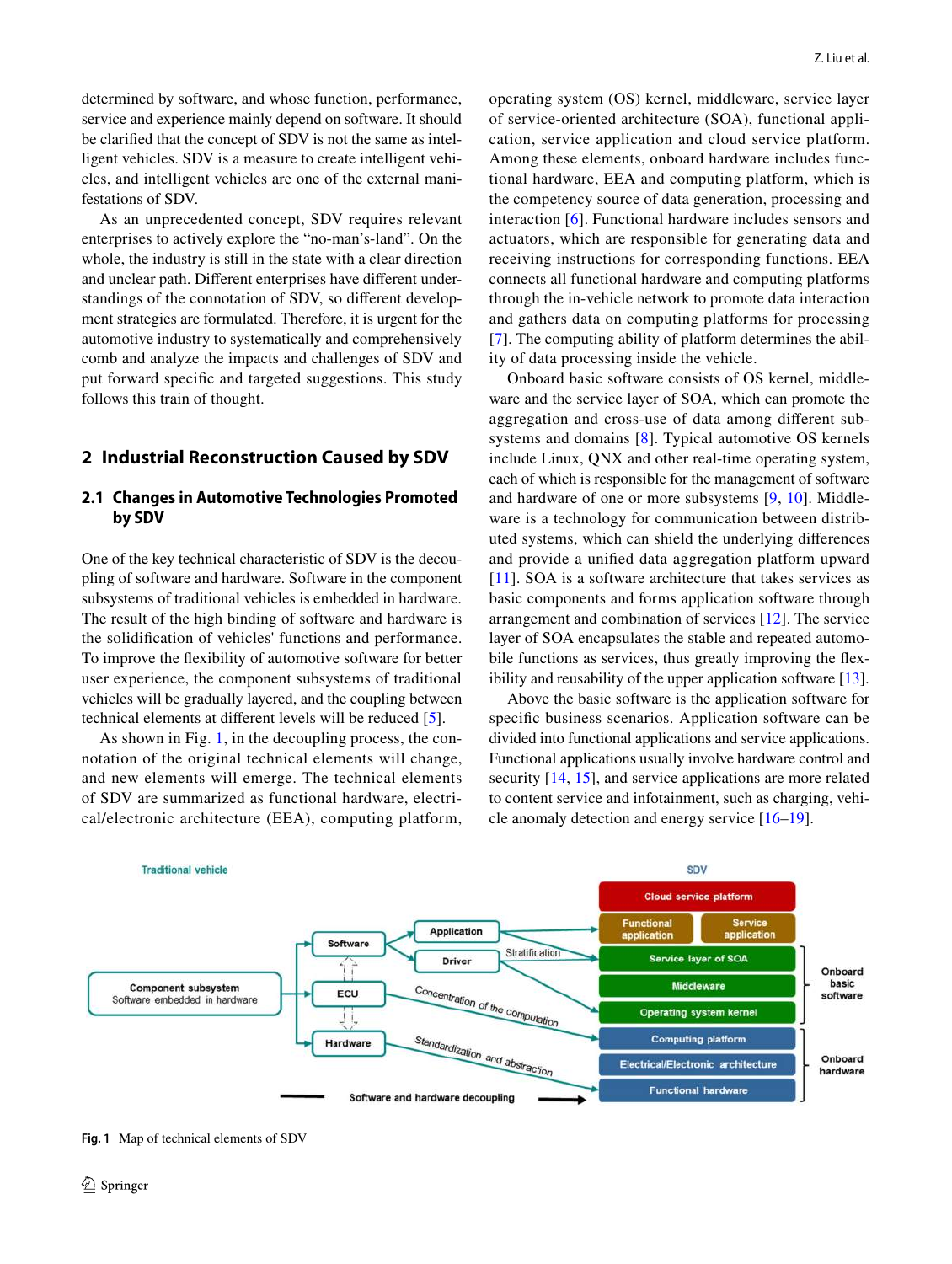determined by software, and whose function, performance, service and experience mainly depend on software. It should be clarified that the concept of SDV is not the same as intelligent vehicles. SDV is a measure to create intelligent vehicles, and intelligent vehicles are one of the external manifestations of SDV.

As an unprecedented concept, SDV requires relevant enterprises to actively explore the "no-man's-land". On the whole, the industry is still in the state with a clear direction and unclear path. Different enterprises have different understandings of the connotation of SDV, so different development strategies are formulated. Therefore, it is urgent for the automotive industry to systematically and comprehensively comb and analyze the impacts and challenges of SDV and put forward specific and targeted suggestions. This study follows this train of thought.

## 2 Industrial Reconstruction Caused by SDV

### 2.1 Changes in Automotive Technologies Promoted by SDV

One of the key technical characteristic of SDV is the decoupling of software and hardware. Software in the component subsystems of traditional vehicles is embedded in hardware. The result of the high binding of software and hardware is the solidification of vehicles' functions and performance. To improve the flexibility of automotive software for better user experience, the component subsystems of traditional vehicles will be gradually layered, and the coupling between technical elements at different levels will be reduced [5].

As shown in Fig. 1, in the decoupling process, the connotation of the original technical elements will change, and new elements will emerge. The technical elements of SDV are summarized as functional hardware, electrical/electronic architecture (EEA), computing platform, operating system (OS) kernel, middleware, service layer of service-oriented architecture (SOA), functional application, service application and cloud service platform. Among these elements, onboard hardware includes functional hardware, EEA and computing platform, which is the competency source of data generation, processing and interaction [6]. Functional hardware includes sensors and actuators, which are responsible for generating data and receiving instructions for corresponding functions. EEA connects all functional hardware and computing platforms through the in-vehicle network to promote data interaction and gathers data on computing platforms for processing [7]. The computing ability of platform determines the ability of data processing inside the vehicle.

Onboard basic software consists of OS kernel, middleware and the service layer of SOA, which can promote the aggregation and cross-use of data among different subsystems and domains [8]. Typical automotive OS kernels include Linux, QNX and other real-time operating system, each of which is responsible for the management of software and hardware of one or more subsystems [9, 10]. Middleware is a technology for communication between distributed systems, which can shield the underlying differences and provide a unified data aggregation platform upward [11]. SOA is a software architecture that takes services as basic components and forms application software through arrangement and combination of services [12]. The service layer of SOA encapsulates the stable and repeated automobile functions as services, thus greatly improving the flexibility and reusability of the upper application software [13].

Above the basic software is the application software for specific business scenarios. Application software can be divided into functional applications and service applications. Functional applications usually involve hardware control and security [14, 15], and service applications are more related to content service and infotainment, such as charging, vehicle anomaly detection and energy service [16–19].

**Fig. 1** Map of technical elements of SDV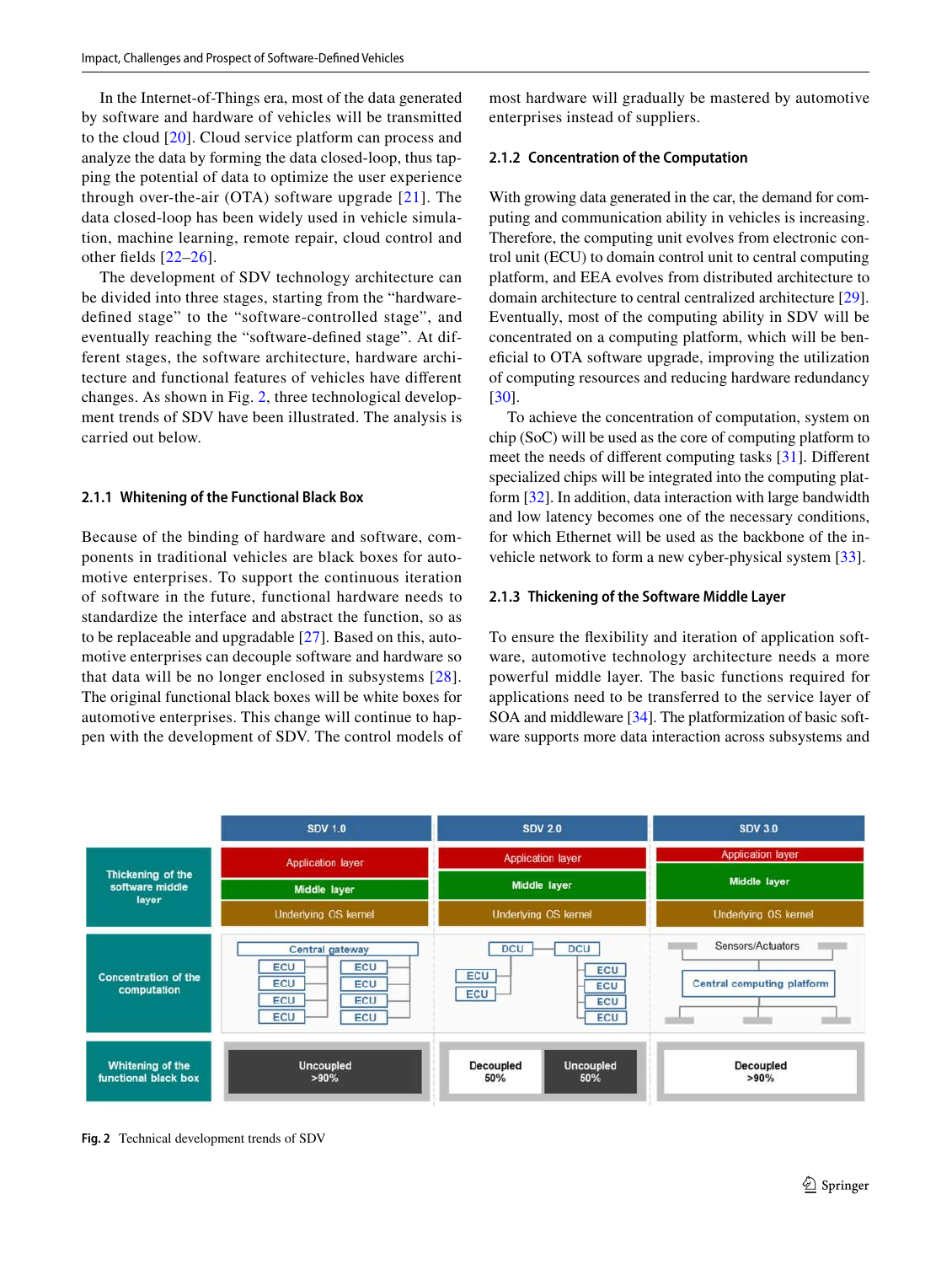In the Internet-of-Things era, most of the data generated by software and hardware of vehicles will be transmitted to the cloud [20]. Cloud service platform can process and analyze the data by forming the data closed-loop, thus tapping the potential of data to optimize the user experience through over-the-air (OTA) software upgrade [21]. The data closed-loop has been widely used in vehicle simulation, machine learning, remote repair, cloud control and other fields [22–26].

The development of SDV technology architecture can be divided into three stages, starting from the "hardware-defined stage" to the "software-controlled stage", and eventually reaching the "software-defined stage". At different stages, the software architecture, hardware architecture and functional features of vehicles have different changes. As shown in Fig. 2, three technological development trends of SDV have been illustrated. The analysis is carried out below.

### 2.1.1 Whitening of the Functional Black Box

Because of the binding of hardware and software, components in traditional vehicles are black boxes for automotive enterprises. To support the continuous iteration of software in the future, functional hardware needs to standardize the interface and abstract the function, so as to be replaceable and upgradable [27]. Based on this, automotive enterprises can decouple software and hardware so that data will be no longer enclosed in subsystems [28]. The original functional black boxes will be white boxes for automotive enterprises. This change will continue to happen with the development of SDV. The control models of most hardware will gradually be mastered by automotive enterprises instead of suppliers.

### 2.1.2 Concentration of the Computation

With growing data generated in the car, the demand for computing and communication ability in vehicles is increasing. Therefore, the computing unit evolves from electronic control unit (ECU) to domain control unit to central computing platform, and EEA evolves from distributed architecture to domain architecture to central centralized architecture [29]. Eventually, most of the computing ability in SDV will be concentrated on a computing platform, which will be beneficial to OTA software upgrade, improving the utilization of computing resources and reducing hardware redundancy [30].

To achieve the concentration of computation, system on chip (SoC) will be used as the core of computing platform to meet the needs of different computing tasks [31]. Different specialized chips will be integrated into the computing platform [32]. In addition, data interaction with large bandwidth and low latency becomes one of the necessary conditions, for which Ethernet will be used as the backbone of the in-vehicle network to form a new cyber-physical system [33].

### 2.1.3 Thickening of the Software Middle Layer

To ensure the flexibility and iteration of application software, automotive technology architecture needs a more powerful middle layer. The basic functions required for applications need to be transferred to the service layer of SOA and middleware [34]. The platformization of basic software supports more data interaction across subsystems and

| | SDV 1.0 | SDV 2.0 | SDV 3.0 |
|---|---|---|---|
| Thickening of the software middle layer | Application layer / Middle layer / Underlying OS kernel | Application layer / Middle layer / Underlying OS kernel | Application layer / Middle layer / Underlying OS kernel |
| Concentration of the computation | Central gateway; ECU ×8 | DCU, DCU; ECU ×6 | Sensors/Actuators; Central computing platform |
| Whitening of the functional black box | Uncoupled >90% | Decoupled 50% / Uncoupled 50% | Decoupled >90% |

**Fig. 2** Technical development trends of SDV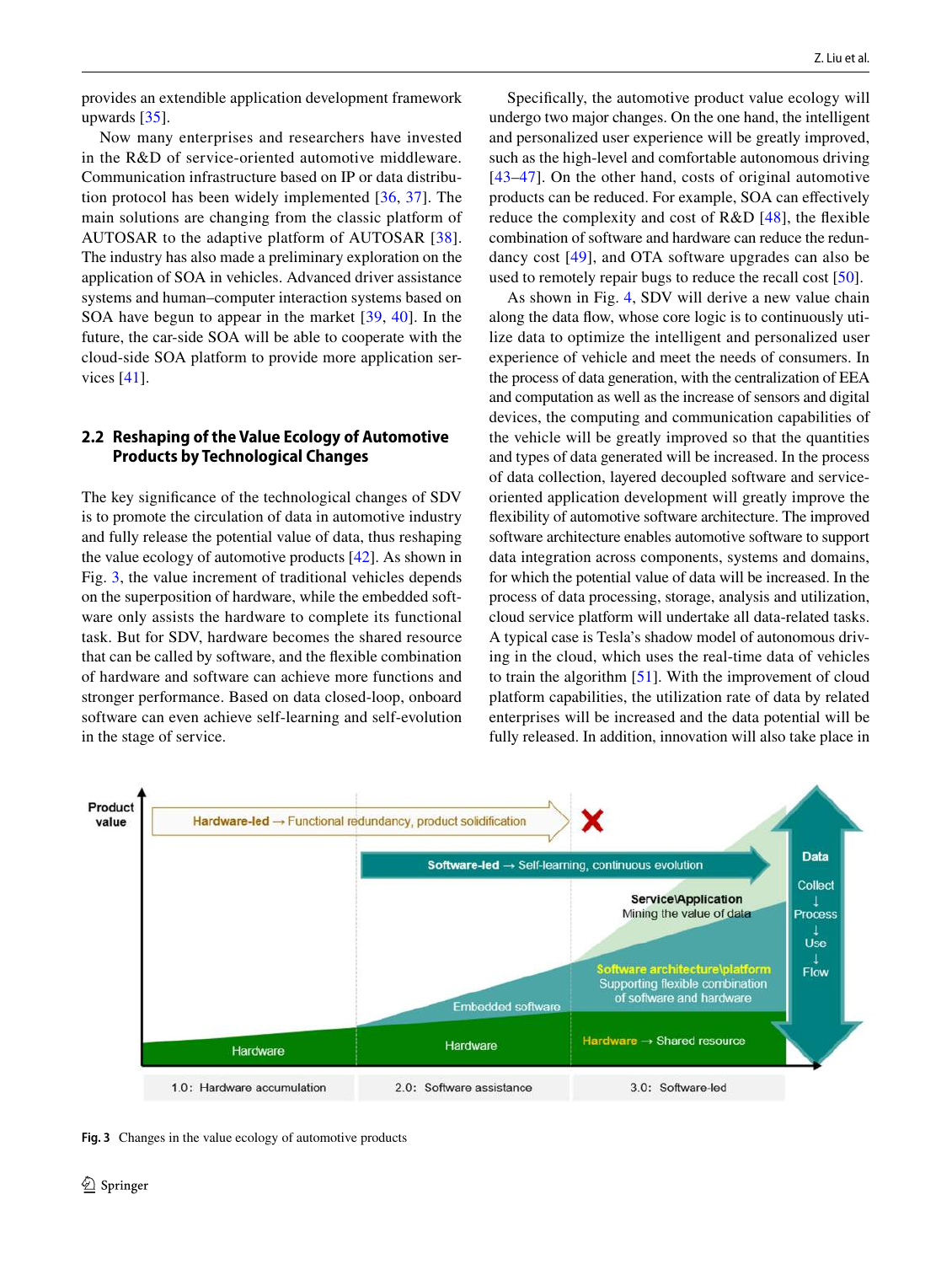provides an extendible application development framework upwards [35].

Now many enterprises and researchers have invested in the R&D of service-oriented automotive middleware. Communication infrastructure based on IP or data distribution protocol has been widely implemented [36, 37]. The main solutions are changing from the classic platform of AUTOSAR to the adaptive platform of AUTOSAR [38]. The industry has also made a preliminary exploration on the application of SOA in vehicles. Advanced driver assistance systems and human–computer interaction systems based on SOA have begun to appear in the market [39, 40]. In the future, the car-side SOA will be able to cooperate with the cloud-side SOA platform to provide more application services [41].

### 2.2 Reshaping of the Value Ecology of Automotive Products by Technological Changes

The key significance of the technological changes of SDV is to promote the circulation of data in automotive industry and fully release the potential value of data, thus reshaping the value ecology of automotive products [42]. As shown in Fig. 3, the value increment of traditional vehicles depends on the superposition of hardware, while the embedded software only assists the hardware to complete its functional task. But for SDV, hardware becomes the shared resource that can be called by software, and the flexible combination of hardware and software can achieve more functions and stronger performance. Based on data closed-loop, onboard software can even achieve self-learning and self-evolution in the stage of service.

Specifically, the automotive product value ecology will undergo two major changes. On the one hand, the intelligent and personalized user experience will be greatly improved, such as the high-level and comfortable autonomous driving [43–47]. On the other hand, costs of original automotive products can be reduced. For example, SOA can effectively reduce the complexity and cost of R&D [48], the flexible combination of software and hardware can reduce the redundancy cost [49], and OTA software upgrades can also be used to remotely repair bugs to reduce the recall cost [50].

As shown in Fig. 4, SDV will derive a new value chain along the data flow, whose core logic is to continuously utilize data to optimize the intelligent and personalized user experience of vehicle and meet the needs of consumers. In the process of data generation, with the centralization of EEA and computation as well as the increase of sensors and digital devices, the computing and communication capabilities of the vehicle will be greatly improved so that the quantities and types of data generated will be increased. In the process of data collection, layered decoupled software and service-oriented application development will greatly improve the flexibility of automotive software architecture. The improved software architecture enables automotive software to support data integration across components, systems and domains, for which the potential value of data will be increased. In the process of data processing, storage, analysis and utilization, cloud service platform will undertake all data-related tasks. A typical case is Tesla's shadow model of autonomous driving in the cloud, which uses the real-time data of vehicles to train the algorithm [51]. With the improvement of cloud platform capabilities, the utilization rate of data by related enterprises will be increased and the data potential will be fully released. In addition, innovation will also take place in

Product value

Hardware-led → Functional redundancy, product solidification

Software-led → Self-learning, continuous evolution

Service\Application
Mining the value of data

Software architecture\platform
Supporting flexible combination of software and hardware

Embedded software

Hardware | Hardware | Hardware → Shared resource

Data: Collect → Process → Use → Flow

1.0: Hardware accumulation | 2.0: Software assistance | 3.0: Software-led

**Fig. 3** Changes in the value ecology of automotive products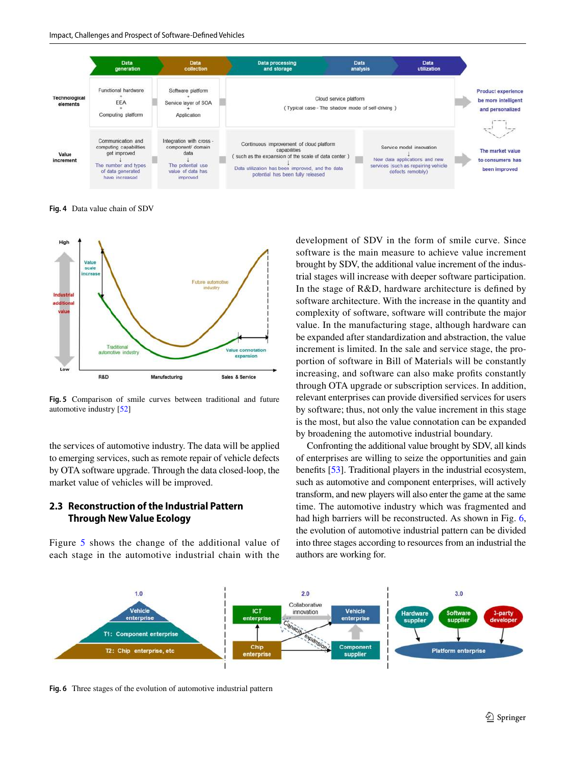Fig. 4 Data value chain of SDV

Fig. 5 Comparison of smile curves between traditional and future automotive industry [52]

the services of automotive industry. The data will be applied to emerging services, such as remote repair of vehicle defects by OTA software upgrade. Through the data closed-loop, the market value of vehicles will be improved.

## 2.3 Reconstruction of the Industrial Pattern Through New Value Ecology

Figure 5 shows the change of the additional value of each stage in the automotive industrial chain with the development of SDV in the form of smile curve. Since software is the main measure to achieve value increment brought by SDV, the additional value increment of the industrial stages will increase with deeper software participation. In the stage of R&D, hardware architecture is defined by software architecture. With the increase in the quantity and complexity of software, software will contribute the major value. In the manufacturing stage, although hardware can be expanded after standardization and abstraction, the value increment is limited. In the sale and service stage, the proportion of software in Bill of Materials will be constantly increasing, and software can also make profits constantly through OTA upgrade or subscription services. In addition, relevant enterprises can provide diversified services for users by software; thus, not only the value increment in this stage is the most, but also the value connotation can be expanded by broadening the automotive industrial boundary.

Confronting the additional value brought by SDV, all kinds of enterprises are willing to seize the opportunities and gain benefits [53]. Traditional players in the industrial ecosystem, such as automotive and component enterprises, will actively transform, and new players will also enter the game at the same time. The automotive industry which was fragmented and had high barriers will be reconstructed. As shown in Fig. 6, the evolution of automotive industrial pattern can be divided into three stages according to resources from an industrial the authors are working for.

Fig. 6 Three stages of the evolution of automotive industrial pattern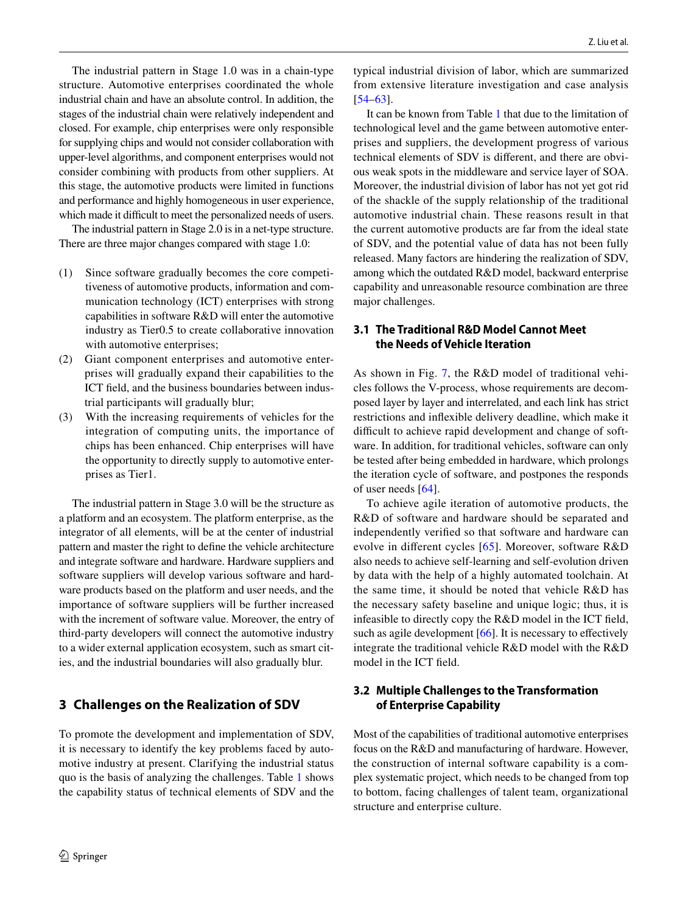The industrial pattern in Stage 1.0 was in a chain-type structure. Automotive enterprises coordinated the whole industrial chain and have an absolute control. In addition, the stages of the industrial chain were relatively independent and closed. For example, chip enterprises were only responsible for supplying chips and would not consider collaboration with upper-level algorithms, and component enterprises would not consider combining with products from other suppliers. At this stage, the automotive products were limited in functions and performance and highly homogeneous in user experience, which made it difficult to meet the personalized needs of users.

The industrial pattern in Stage 2.0 is in a net-type structure. There are three major changes compared with stage 1.0:

(1) Since software gradually becomes the core competitiveness of automotive products, information and communication technology (ICT) enterprises with strong capabilities in software R&D will enter the automotive industry as Tier0.5 to create collaborative innovation with automotive enterprises;
(2) Giant component enterprises and automotive enterprises will gradually expand their capabilities to the ICT field, and the business boundaries between industrial participants will gradually blur;
(3) With the increasing requirements of vehicles for the integration of computing units, the importance of chips has been enhanced. Chip enterprises will have the opportunity to directly supply to automotive enterprises as Tier1.

The industrial pattern in Stage 3.0 will be the structure as a platform and an ecosystem. The platform enterprise, as the integrator of all elements, will be at the center of industrial pattern and master the right to define the vehicle architecture and integrate software and hardware. Hardware suppliers and software suppliers will develop various software and hardware products based on the platform and user needs, and the importance of software suppliers will be further increased with the increment of software value. Moreover, the entry of third-party developers will connect the automotive industry to a wider external application ecosystem, such as smart cities, and the industrial boundaries will also gradually blur.

## 3 Challenges on the Realization of SDV

To promote the development and implementation of SDV, it is necessary to identify the key problems faced by automotive industry at present. Clarifying the industrial status quo is the basis of analyzing the challenges. Table 1 shows the capability status of technical elements of SDV and the typical industrial division of labor, which are summarized from extensive literature investigation and case analysis [54–63].

It can be known from Table 1 that due to the limitation of technological level and the game between automotive enterprises and suppliers, the development progress of various technical elements of SDV is different, and there are obvious weak spots in the middleware and service layer of SOA. Moreover, the industrial division of labor has not yet got rid of the shackle of the supply relationship of the traditional automotive industrial chain. These reasons result in that the current automotive products are far from the ideal state of SDV, and the potential value of data has not been fully released. Many factors are hindering the realization of SDV, among which the outdated R&D model, backward enterprise capability and unreasonable resource combination are three major challenges.

### 3.1 The Traditional R&D Model Cannot Meet the Needs of Vehicle Iteration

As shown in Fig. 7, the R&D model of traditional vehicles follows the V-process, whose requirements are decomposed layer by layer and interrelated, and each link has strict restrictions and inflexible delivery deadline, which make it difficult to achieve rapid development and change of software. In addition, for traditional vehicles, software can only be tested after being embedded in hardware, which prolongs the iteration cycle of software, and postpones the responds of user needs [64].

To achieve agile iteration of automotive products, the R&D of software and hardware should be separated and independently verified so that software and hardware can evolve in different cycles [65]. Moreover, software R&D also needs to achieve self-learning and self-evolution driven by data with the help of a highly automated toolchain. At the same time, it should be noted that vehicle R&D has the necessary safety baseline and unique logic; thus, it is infeasible to directly copy the R&D model in the ICT field, such as agile development [66]. It is necessary to effectively integrate the traditional vehicle R&D model with the R&D model in the ICT field.

### 3.2 Multiple Challenges to the Transformation of Enterprise Capability

Most of the capabilities of traditional automotive enterprises focus on the R&D and manufacturing of hardware. However, the construction of internal software capability is a complex systematic project, which needs to be changed from top to bottom, facing challenges of talent team, organizational structure and enterprise culture.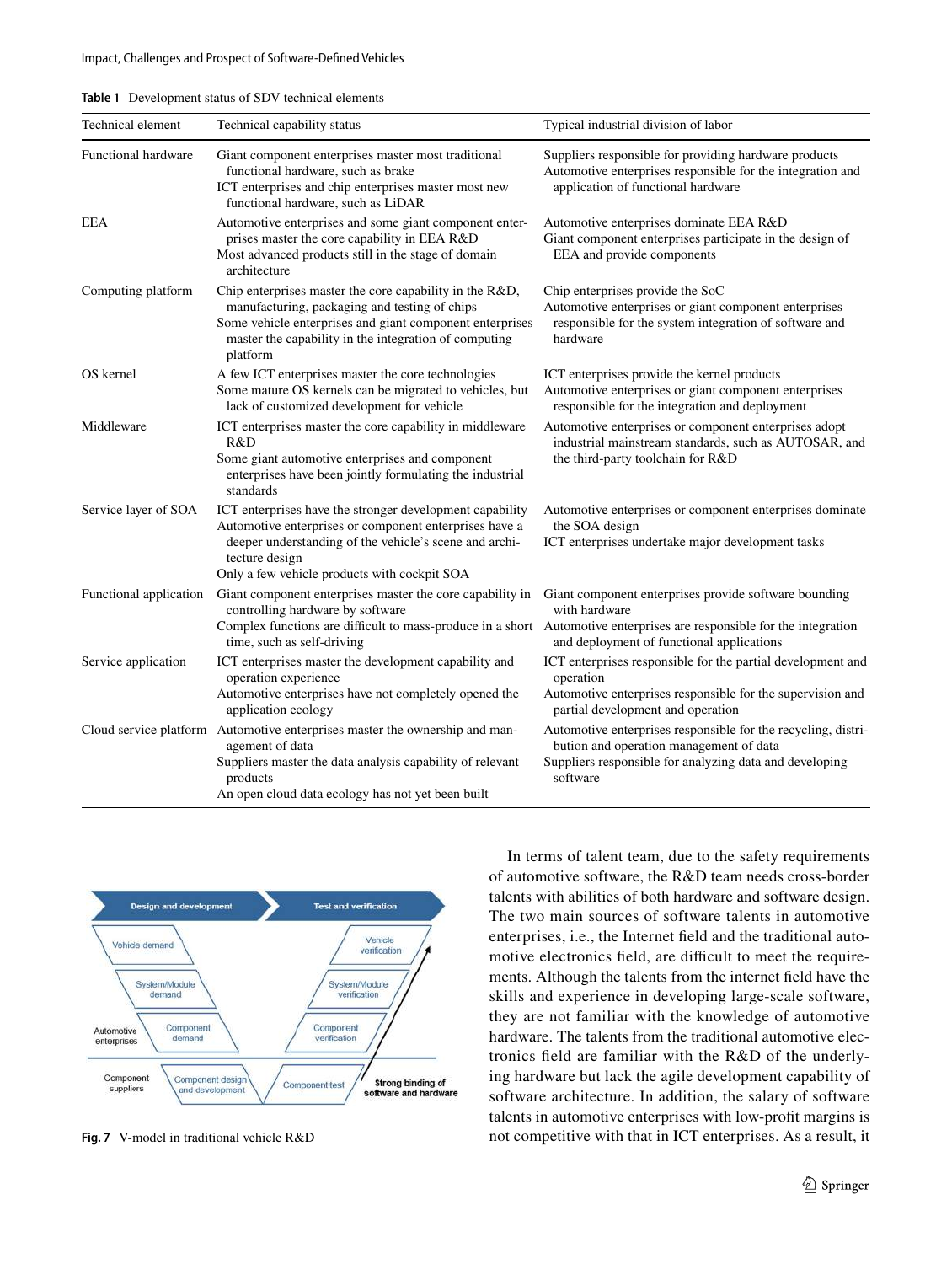**Table 1** Development status of SDV technical elements

| Technical element | Technical capability status | Typical industrial division of labor |
|---|---|---|
| Functional hardware | Giant component enterprises master most traditional functional hardware, such as brake<br>ICT enterprises and chip enterprises master most new functional hardware, such as LiDAR | Suppliers responsible for providing hardware products<br>Automotive enterprises responsible for the integration and application of functional hardware |
| EEA | Automotive enterprises and some giant component enterprises master the core capability in EEA R&D<br>Most advanced products still in the stage of domain architecture | Automotive enterprises dominate EEA R&D<br>Giant component enterprises participate in the design of EEA and provide components |
| Computing platform | Chip enterprises master the core capability in the R&D, manufacturing, packaging and testing of chips<br>Some vehicle enterprises and giant component enterprises master the capability in the integration of computing platform | Chip enterprises provide the SoC<br>Automotive enterprises or giant component enterprises responsible for the system integration of software and hardware |
| OS kernel | A few ICT enterprises master the core technologies<br>Some mature OS kernels can be migrated to vehicles, but lack of customized development for vehicle | ICT enterprises provide the kernel products<br>Automotive enterprises or giant component enterprises responsible for the integration and deployment |
| Middleware | ICT enterprises master the core capability in middleware R&D<br>Some giant automotive enterprises and component enterprises have been jointly formulating the industrial standards | Automotive enterprises or component enterprises adopt industrial mainstream standards, such as AUTOSAR, and the third-party toolchain for R&D |
| Service layer of SOA | ICT enterprises have the stronger development capability<br>Automotive enterprises or component enterprises have a deeper understanding of the vehicle's scene and architecture design<br>Only a few vehicle products with cockpit SOA | Automotive enterprises or component enterprises dominate the SOA design<br>ICT enterprises undertake major development tasks |
| Functional application | Giant component enterprises master the core capability in controlling hardware by software<br>Complex functions are difficult to mass-produce in a short time, such as self-driving | Giant component enterprises provide software bounding with hardware<br>Automotive enterprises are responsible for the integration and deployment of functional applications |
| Service application | ICT enterprises master the development capability and operation experience<br>Automotive enterprises have not completely opened the application ecology | ICT enterprises responsible for the partial development and operation<br>Automotive enterprises responsible for the supervision and partial development and operation |
| Cloud service platform | Automotive enterprises master the ownership and management of data<br>Suppliers master the data analysis capability of relevant products<br>An open cloud data ecology has not yet been built | Automotive enterprises responsible for the recycling, distribution and operation management of data<br>Suppliers responsible for analyzing data and developing software |

**Fig. 7** V-model in traditional vehicle R&D

In terms of talent team, due to the safety requirements of automotive software, the R&D team needs cross-border talents with abilities of both hardware and software design. The two main sources of software talents in automotive enterprises, i.e., the Internet field and the traditional automotive electronics field, are difficult to meet the requirements. Although the talents from the internet field have the skills and experience in developing large-scale software, they are not familiar with the knowledge of automotive hardware. The talents from the traditional automotive electronics field are familiar with the R&D of the underlying hardware but lack the agile development capability of software architecture. In addition, the salary of software talents in automotive enterprises with low-profit margins is not competitive with that in ICT enterprises. As a result, it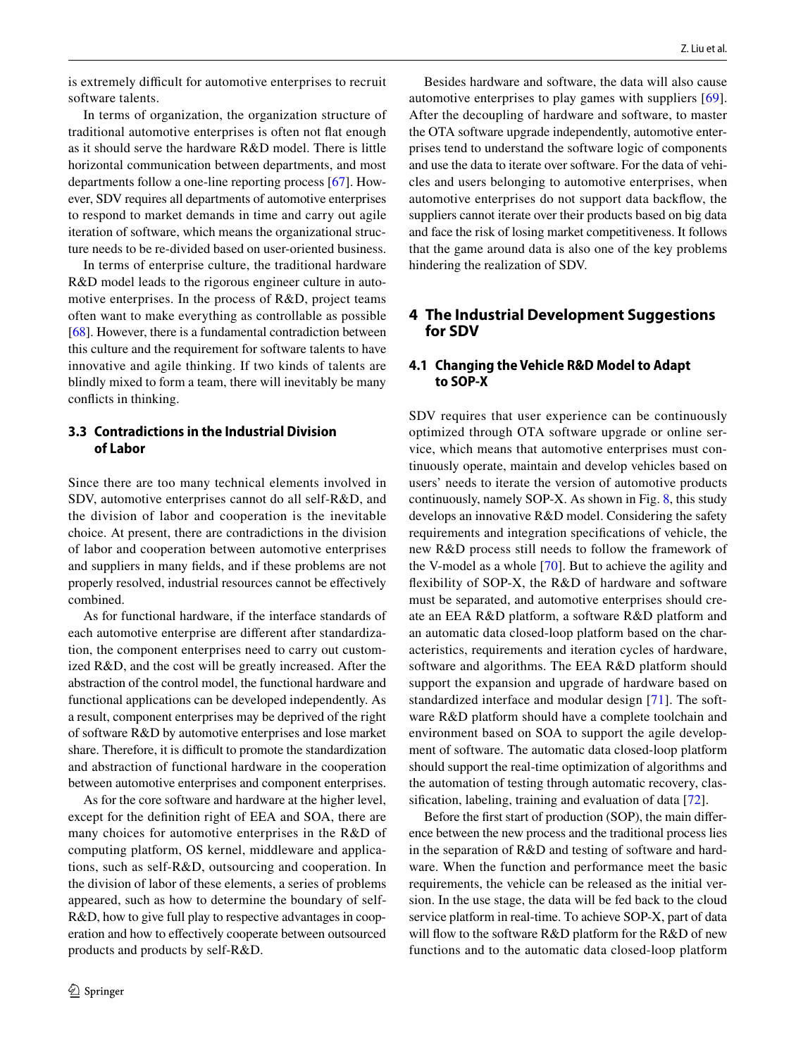is extremely difficult for automotive enterprises to recruit software talents.

In terms of organization, the organization structure of traditional automotive enterprises is often not flat enough as it should serve the hardware R&D model. There is little horizontal communication between departments, and most departments follow a one-line reporting process [67]. However, SDV requires all departments of automotive enterprises to respond to market demands in time and carry out agile iteration of software, which means the organizational structure needs to be re-divided based on user-oriented business.

In terms of enterprise culture, the traditional hardware R&D model leads to the rigorous engineer culture in automotive enterprises. In the process of R&D, project teams often want to make everything as controllable as possible [68]. However, there is a fundamental contradiction between this culture and the requirement for software talents to have innovative and agile thinking. If two kinds of talents are blindly mixed to form a team, there will inevitably be many conflicts in thinking.

### 3.3 Contradictions in the Industrial Division of Labor

Since there are too many technical elements involved in SDV, automotive enterprises cannot do all self-R&D, and the division of labor and cooperation is the inevitable choice. At present, there are contradictions in the division of labor and cooperation between automotive enterprises and suppliers in many fields, and if these problems are not properly resolved, industrial resources cannot be effectively combined.

As for functional hardware, if the interface standards of each automotive enterprise are different after standardization, the component enterprises need to carry out customized R&D, and the cost will be greatly increased. After the abstraction of the control model, the functional hardware and functional applications can be developed independently. As a result, component enterprises may be deprived of the right of software R&D by automotive enterprises and lose market share. Therefore, it is difficult to promote the standardization and abstraction of functional hardware in the cooperation between automotive enterprises and component enterprises.

As for the core software and hardware at the higher level, except for the definition right of EEA and SOA, there are many choices for automotive enterprises in the R&D of computing platform, OS kernel, middleware and applications, such as self-R&D, outsourcing and cooperation. In the division of labor of these elements, a series of problems appeared, such as how to determine the boundary of self-R&D, how to give full play to respective advantages in cooperation and how to effectively cooperate between outsourced products and products by self-R&D.

Besides hardware and software, the data will also cause automotive enterprises to play games with suppliers [69]. After the decoupling of hardware and software, to master the OTA software upgrade independently, automotive enterprises tend to understand the software logic of components and use the data to iterate over software. For the data of vehicles and users belonging to automotive enterprises, when automotive enterprises do not support data backflow, the suppliers cannot iterate over their products based on big data and face the risk of losing market competitiveness. It follows that the game around data is also one of the key problems hindering the realization of SDV.

## 4 The Industrial Development Suggestions for SDV

### 4.1 Changing the Vehicle R&D Model to Adapt to SOP-X

SDV requires that user experience can be continuously optimized through OTA software upgrade or online service, which means that automotive enterprises must continuously operate, maintain and develop vehicles based on users' needs to iterate the version of automotive products continuously, namely SOP-X. As shown in Fig. 8, this study develops an innovative R&D model. Considering the safety requirements and integration specifications of vehicle, the new R&D process still needs to follow the framework of the V-model as a whole [70]. But to achieve the agility and flexibility of SOP-X, the R&D of hardware and software must be separated, and automotive enterprises should create an EEA R&D platform, a software R&D platform and an automatic data closed-loop platform based on the characteristics, requirements and iteration cycles of hardware, software and algorithms. The EEA R&D platform should support the expansion and upgrade of hardware based on standardized interface and modular design [71]. The software R&D platform should have a complete toolchain and environment based on SOA to support the agile development of software. The automatic data closed-loop platform should support the real-time optimization of algorithms and the automation of testing through automatic recovery, classification, labeling, training and evaluation of data [72].

Before the first start of production (SOP), the main difference between the new process and the traditional process lies in the separation of R&D and testing of software and hardware. When the function and performance meet the basic requirements, the vehicle can be released as the initial version. In the use stage, the data will be fed back to the cloud service platform in real-time. To achieve SOP-X, part of data will flow to the software R&D platform for the R&D of new functions and to the automatic data closed-loop platform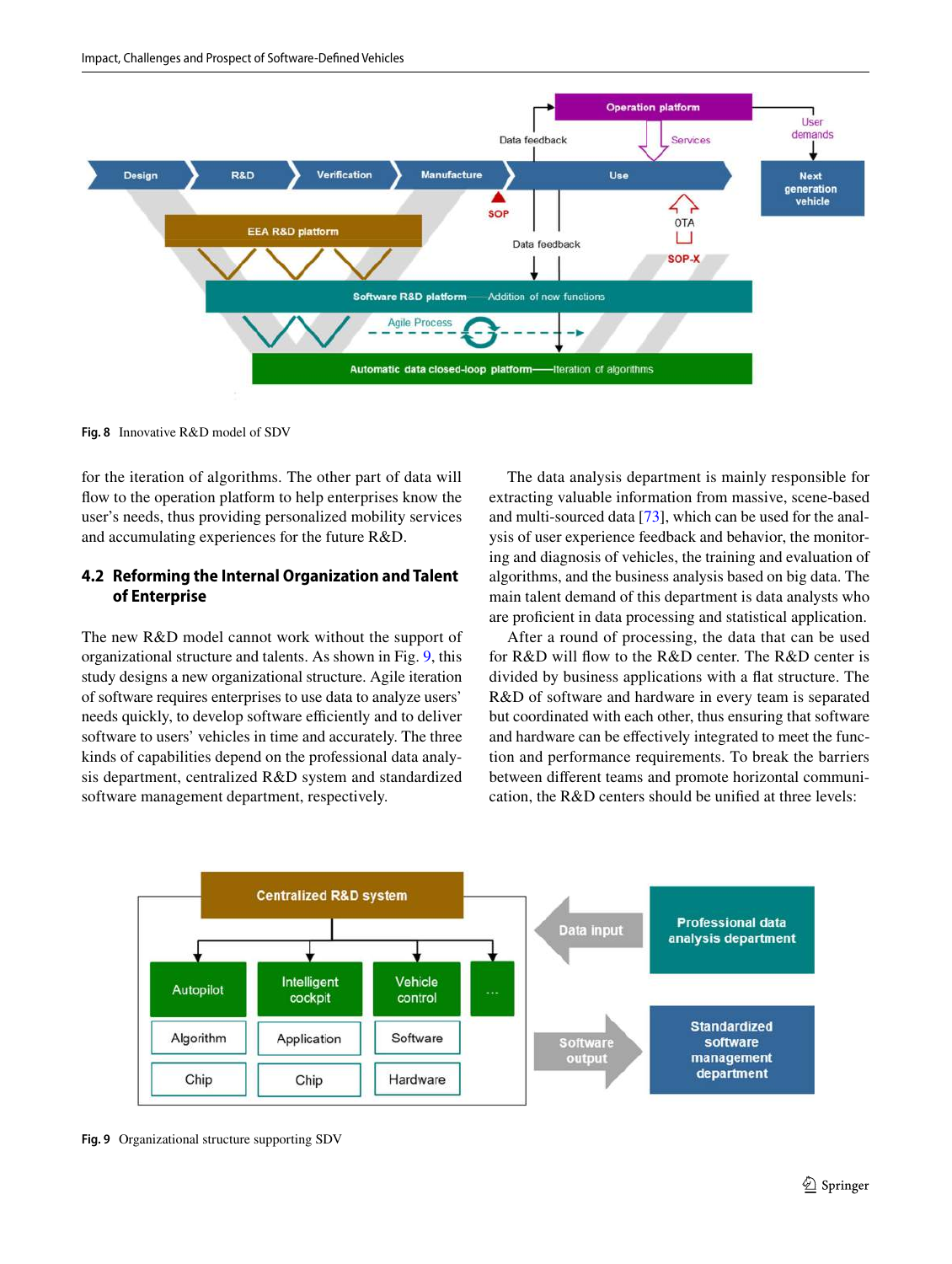Fig. 8 Innovative R&D model of SDV

for the iteration of algorithms. The other part of data will flow to the operation platform to help enterprises know the user's needs, thus providing personalized mobility services and accumulating experiences for the future R&D.

## 4.2 Reforming the Internal Organization and Talent of Enterprise

The new R&D model cannot work without the support of organizational structure and talents. As shown in Fig. 9, this study designs a new organizational structure. Agile iteration of software requires enterprises to use data to analyze users' needs quickly, to develop software efficiently and to deliver software to users' vehicles in time and accurately. The three kinds of capabilities depend on the professional data analysis department, centralized R&D system and standardized software management department, respectively.

The data analysis department is mainly responsible for extracting valuable information from massive, scene-based and multi-sourced data [73], which can be used for the analysis of user experience feedback and behavior, the monitoring and diagnosis of vehicles, the training and evaluation of algorithms, and the business analysis based on big data. The main talent demand of this department is data analysts who are proficient in data processing and statistical application.

After a round of processing, the data that can be used for R&D will flow to the R&D center. The R&D center is divided by business applications with a flat structure. The R&D of software and hardware in every team is separated but coordinated with each other, thus ensuring that software and hardware can be effectively integrated to meet the function and performance requirements. To break the barriers between different teams and promote horizontal communication, the R&D centers should be unified at three levels:

Fig. 9 Organizational structure supporting SDV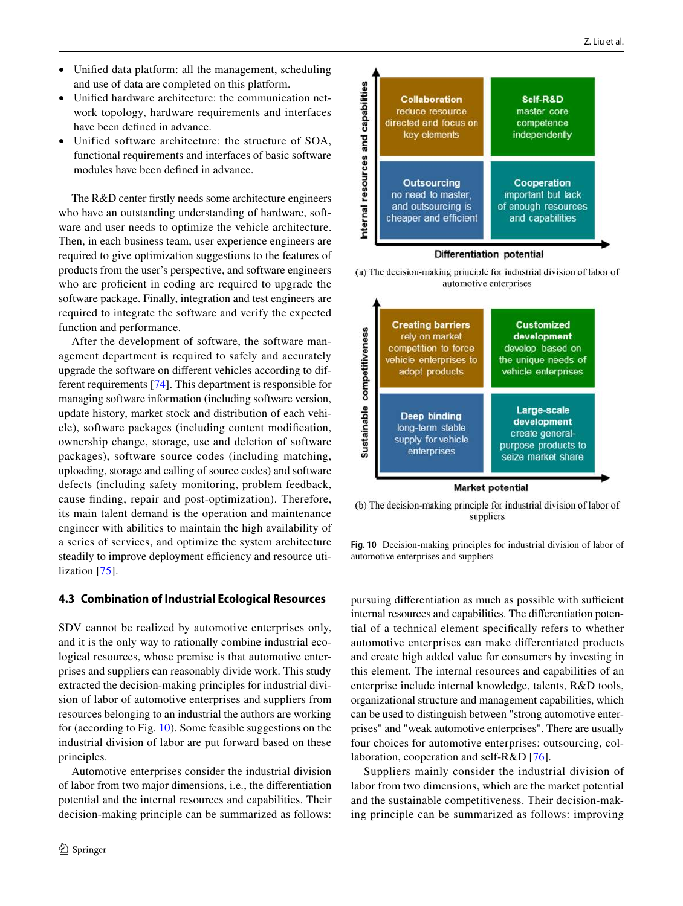- Unified data platform: all the management, scheduling and use of data are completed on this platform.
- Unified hardware architecture: the communication network topology, hardware requirements and interfaces have been defined in advance.
- Unified software architecture: the structure of SOA, functional requirements and interfaces of basic software modules have been defined in advance.

The R&D center firstly needs some architecture engineers who have an outstanding understanding of hardware, software and user needs to optimize the vehicle architecture. Then, in each business team, user experience engineers are required to give optimization suggestions to the features of products from the user's perspective, and software engineers who are proficient in coding are required to upgrade the software package. Finally, integration and test engineers are required to integrate the software and verify the expected function and performance.

After the development of software, the software management department is required to safely and accurately upgrade the software on different vehicles according to different requirements [74]. This department is responsible for managing software information (including software version, update history, market stock and distribution of each vehicle), software packages (including content modification, ownership change, storage, use and deletion of software packages), software source codes (including matching, uploading, storage and calling of source codes) and software defects (including safety monitoring, problem feedback, cause finding, repair and post-optimization). Therefore, its main talent demand is the operation and maintenance engineer with abilities to maintain the high availability of a series of services, and optimize the system architecture steadily to improve deployment efficiency and resource utilization [75].

### 4.3 Combination of Industrial Ecological Resources

SDV cannot be realized by automotive enterprises only, and it is the only way to rationally combine industrial ecological resources, whose premise is that automotive enterprises and suppliers can reasonably divide work. This study extracted the decision-making principles for industrial division of labor of automotive enterprises and suppliers from resources belonging to an industrial the authors are working for (according to Fig. 10). Some feasible suggestions on the industrial division of labor are put forward based on these principles.

Automotive enterprises consider the industrial division of labor from two major dimensions, i.e., the differentiation potential and the internal resources and capabilities. Their decision-making principle can be summarized as follows: pursuing differentiation as much as possible with sufficient internal resources and capabilities. The differentiation potential of a technical element specifically refers to whether automotive enterprises can make differentiated products and create high added value for consumers by investing in this element. The internal resources and capabilities of an enterprise include internal knowledge, talents, R&D tools, organizational structure and management capabilities, which can be used to distinguish between "strong automotive enterprises" and "weak automotive enterprises". There are usually four choices for automotive enterprises: outsourcing, collaboration, cooperation and self-R&D [76].

(a) The decision-making principle for industrial division of labor of automotive enterprises

(b) The decision-making principle for industrial division of labor of suppliers

Fig. 10 Decision-making principles for industrial division of labor of automotive enterprises and suppliers

Suppliers mainly consider the industrial division of labor from two dimensions, which are the market potential and the sustainable competitiveness. Their decision-making principle can be summarized as follows: improving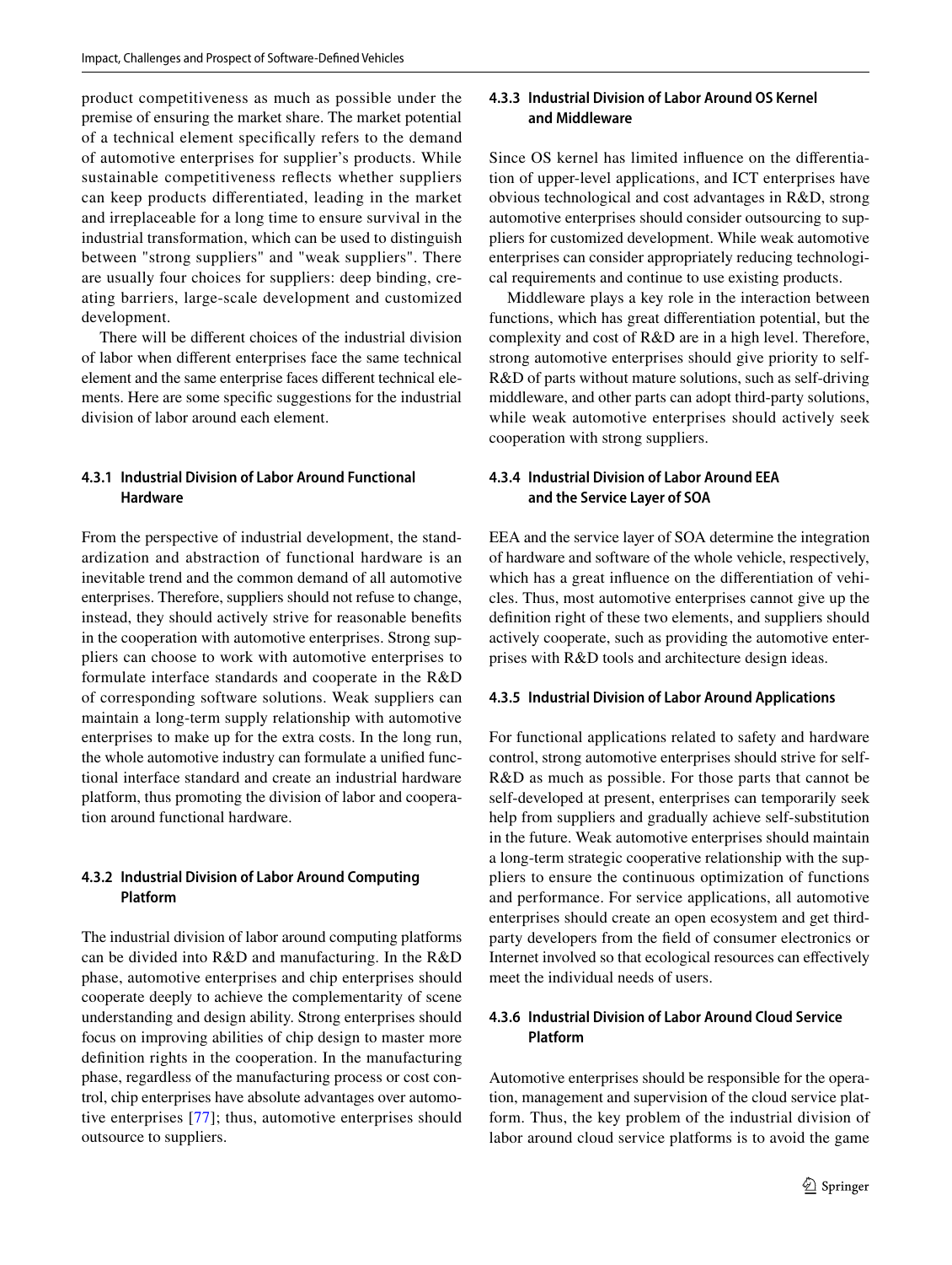product competitiveness as much as possible under the premise of ensuring the market share. The market potential of a technical element specifically refers to the demand of automotive enterprises for supplier's products. While sustainable competitiveness reflects whether suppliers can keep products differentiated, leading in the market and irreplaceable for a long time to ensure survival in the industrial transformation, which can be used to distinguish between "strong suppliers" and "weak suppliers". There are usually four choices for suppliers: deep binding, creating barriers, large-scale development and customized development.

There will be different choices of the industrial division of labor when different enterprises face the same technical element and the same enterprise faces different technical elements. Here are some specific suggestions for the industrial division of labor around each element.

#### 4.3.1 Industrial Division of Labor Around Functional Hardware

From the perspective of industrial development, the standardization and abstraction of functional hardware is an inevitable trend and the common demand of all automotive enterprises. Therefore, suppliers should not refuse to change, instead, they should actively strive for reasonable benefits in the cooperation with automotive enterprises. Strong suppliers can choose to work with automotive enterprises to formulate interface standards and cooperate in the R&D of corresponding software solutions. Weak suppliers can maintain a long-term supply relationship with automotive enterprises to make up for the extra costs. In the long run, the whole automotive industry can formulate a unified functional interface standard and create an industrial hardware platform, thus promoting the division of labor and cooperation around functional hardware.

#### 4.3.2 Industrial Division of Labor Around Computing Platform

The industrial division of labor around computing platforms can be divided into R&D and manufacturing. In the R&D phase, automotive enterprises and chip enterprises should cooperate deeply to achieve the complementarity of scene understanding and design ability. Strong enterprises should focus on improving abilities of chip design to master more definition rights in the cooperation. In the manufacturing phase, regardless of the manufacturing process or cost control, chip enterprises have absolute advantages over automotive enterprises [77]; thus, automotive enterprises should outsource to suppliers.

#### 4.3.3 Industrial Division of Labor Around OS Kernel and Middleware

Since OS kernel has limited influence on the differentiation of upper-level applications, and ICT enterprises have obvious technological and cost advantages in R&D, strong automotive enterprises should consider outsourcing to suppliers for customized development. While weak automotive enterprises can consider appropriately reducing technological requirements and continue to use existing products.

Middleware plays a key role in the interaction between functions, which has great differentiation potential, but the complexity and cost of R&D are in a high level. Therefore, strong automotive enterprises should give priority to self-R&D of parts without mature solutions, such as self-driving middleware, and other parts can adopt third-party solutions, while weak automotive enterprises should actively seek cooperation with strong suppliers.

#### 4.3.4 Industrial Division of Labor Around EEA and the Service Layer of SOA

EEA and the service layer of SOA determine the integration of hardware and software of the whole vehicle, respectively, which has a great influence on the differentiation of vehicles. Thus, most automotive enterprises cannot give up the definition right of these two elements, and suppliers should actively cooperate, such as providing the automotive enterprises with R&D tools and architecture design ideas.

#### 4.3.5 Industrial Division of Labor Around Applications

For functional applications related to safety and hardware control, strong automotive enterprises should strive for self-R&D as much as possible. For those parts that cannot be self-developed at present, enterprises can temporarily seek help from suppliers and gradually achieve self-substitution in the future. Weak automotive enterprises should maintain a long-term strategic cooperative relationship with the suppliers to ensure the continuous optimization of functions and performance. For service applications, all automotive enterprises should create an open ecosystem and get third-party developers from the field of consumer electronics or Internet involved so that ecological resources can effectively meet the individual needs of users.

#### 4.3.6 Industrial Division of Labor Around Cloud Service Platform

Automotive enterprises should be responsible for the operation, management and supervision of the cloud service platform. Thus, the key problem of the industrial division of labor around cloud service platforms is to avoid the game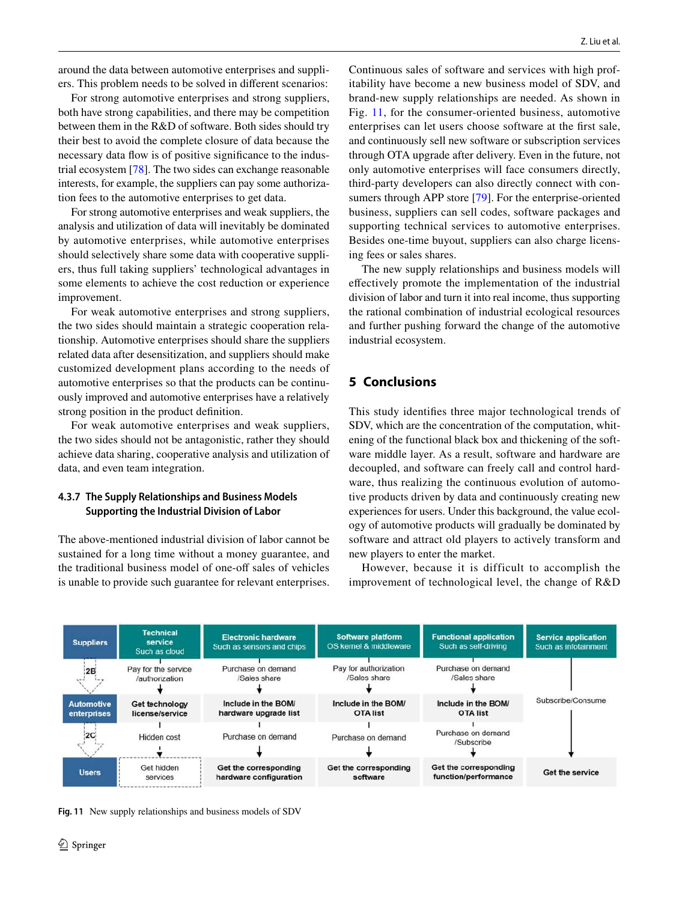around the data between automotive enterprises and suppliers. This problem needs to be solved in different scenarios:

For strong automotive enterprises and strong suppliers, both have strong capabilities, and there may be competition between them in the R&D of software. Both sides should try their best to avoid the complete closure of data because the necessary data flow is of positive significance to the industrial ecosystem [78]. The two sides can exchange reasonable interests, for example, the suppliers can pay some authorization fees to the automotive enterprises to get data.

For strong automotive enterprises and weak suppliers, the analysis and utilization of data will inevitably be dominated by automotive enterprises, while automotive enterprises should selectively share some data with cooperative suppliers, thus full taking suppliers' technological advantages in some elements to achieve the cost reduction or experience improvement.

For weak automotive enterprises and strong suppliers, the two sides should maintain a strategic cooperation relationship. Automotive enterprises should share the suppliers related data after desensitization, and suppliers should make customized development plans according to the needs of automotive enterprises so that the products can be continuously improved and automotive enterprises have a relatively strong position in the product definition.

For weak automotive enterprises and weak suppliers, the two sides should not be antagonistic, rather they should achieve data sharing, cooperative analysis and utilization of data, and even team integration.

#### 4.3.7 The Supply Relationships and Business Models Supporting the Industrial Division of Labor

The above-mentioned industrial division of labor cannot be sustained for a long time without a money guarantee, and the traditional business model of one-off sales of vehicles is unable to provide such guarantee for relevant enterprises. Continuous sales of software and services with high profitability have become a new business model of SDV, and brand-new supply relationships are needed. As shown in Fig. 11, for the consumer-oriented business, automotive enterprises can let users choose software at the first sale, and continuously sell new software or subscription services through OTA upgrade after delivery. Even in the future, not only automotive enterprises will face consumers directly, third-party developers can also directly connect with consumers through APP store [79]. For the enterprise-oriented business, suppliers can sell codes, software packages and supporting technical services to automotive enterprises. Besides one-time buyout, suppliers can also charge licensing fees or sales shares.

The new supply relationships and business models will effectively promote the implementation of the industrial division of labor and turn it into real income, thus supporting the rational combination of industrial ecological resources and further pushing forward the change of the automotive industrial ecosystem.

## 5 Conclusions

This study identifies three major technological trends of SDV, which are the concentration of the computation, whitening of the functional black box and thickening of the software middle layer. As a result, software and hardware are decoupled, and software can freely call and control hardware, thus realizing the continuous evolution of automotive products driven by data and continuously creating new experiences for users. Under this background, the value ecology of automotive products will gradually be dominated by software and attract old players to actively transform and new players to enter the market.

However, because it is difficult to accomplish the improvement of technological level, the change of R&D

| Suppliers | Technical service Such as cloud | Electronic hardware Such as sensors and chips | Software platform OS kernel & middleware | Functional application Such as self-driving | Service application Such as infotainment |
|---|---|---|---|---|---|
| 2B | Pay for the service /authorization | Purchase on demand /Sales share | Pay for authorization /Sales share | Purchase on demand /Sales share | |
| Automotive enterprises | Get technology license/service | Include in the BOM/ hardware upgrade list | Include in the BOM/ OTA list | Include in the BOM/ OTA list | Subscribe/Consume |
| 2C | Hidden cost | Purchase on demand | Purchase on demand | Purchase on demand /Subscribe | |
| Users | Get hidden services | Get the corresponding hardware configuration | Get the corresponding software | Get the corresponding function/performance | Get the service |

**Fig. 11** New supply relationships and business models of SDV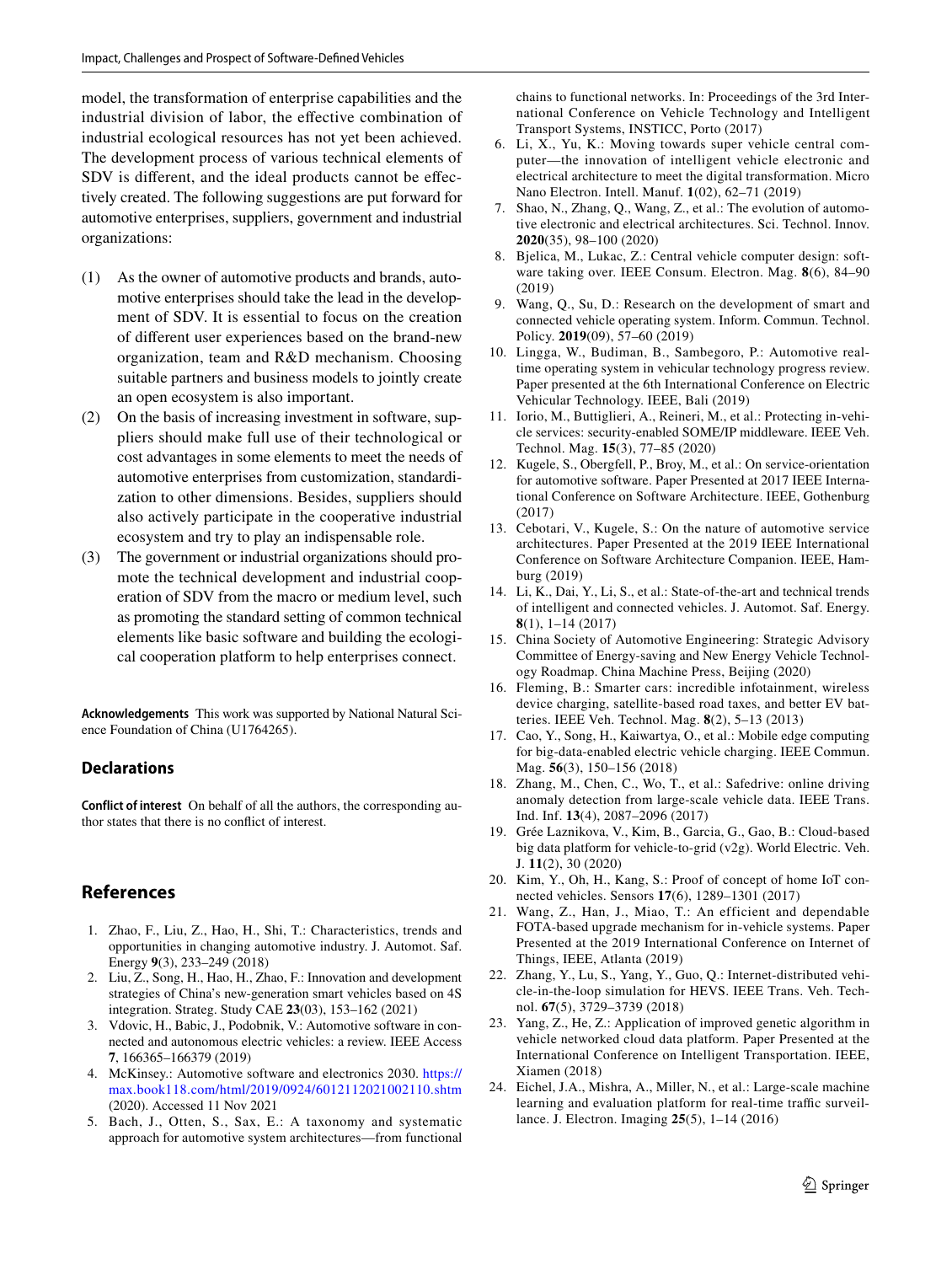model, the transformation of enterprise capabilities and the industrial division of labor, the effective combination of industrial ecological resources has not yet been achieved. The development process of various technical elements of SDV is different, and the ideal products cannot be effectively created. The following suggestions are put forward for automotive enterprises, suppliers, government and industrial organizations:

(1) As the owner of automotive products and brands, automotive enterprises should take the lead in the development of SDV. It is essential to focus on the creation of different user experiences based on the brand-new organization, team and R&D mechanism. Choosing suitable partners and business models to jointly create an open ecosystem is also important.

(2) On the basis of increasing investment in software, suppliers should make full use of their technological or cost advantages in some elements to meet the needs of automotive enterprises from customization, standardization to other dimensions. Besides, suppliers should also actively participate in the cooperative industrial ecosystem and try to play an indispensable role.

(3) The government or industrial organizations should promote the technical development and industrial cooperation of SDV from the macro or medium level, such as promoting the standard setting of common technical elements like basic software and building the ecological cooperation platform to help enterprises connect.

**Acknowledgements** This work was supported by National Natural Science Foundation of China (U1764265).

## Declarations

**Conflict of interest** On behalf of all the authors, the corresponding author states that there is no conflict of interest.

## References

1. Zhao, F., Liu, Z., Hao, H., Shi, T.: Characteristics, trends and opportunities in changing automotive industry. J. Automot. Saf. Energy **9**(3), 233–249 (2018)
2. Liu, Z., Song, H., Hao, H., Zhao, F.: Innovation and development strategies of China's new-generation smart vehicles based on 4S integration. Strateg. Study CAE **23**(03), 153–162 (2021)
3. Vdovic, H., Babic, J., Podobnik, V.: Automotive software in connected and autonomous electric vehicles: a review. IEEE Access **7**, 166365–166379 (2019)
4. McKinsey.: Automotive software and electronics 2030. https://max.book118.com/html/2019/0924/6012112021002110.shtm (2020). Accessed 11 Nov 2021
5. Bach, J., Otten, S., Sax, E.: A taxonomy and systematic approach for automotive system architectures—from functional chains to functional networks. In: Proceedings of the 3rd International Conference on Vehicle Technology and Intelligent Transport Systems, INSTICC, Porto (2017)
6. Li, X., Yu, K.: Moving towards super vehicle central computer—the innovation of intelligent vehicle electronic and electrical architecture to meet the digital transformation. Micro Nano Electron. Intell. Manuf. **1**(02), 62–71 (2019)
7. Shao, N., Zhang, Q., Wang, Z., et al.: The evolution of automotive electronic and electrical architectures. Sci. Technol. Innov. **2020**(35), 98–100 (2020)
8. Bjelica, M., Lukac, Z.: Central vehicle computer design: software taking over. IEEE Consum. Electron. Mag. **8**(6), 84–90 (2019)
9. Wang, Q., Su, D.: Research on the development of smart and connected vehicle operating system. Inform. Commun. Technol. Policy. **2019**(09), 57–60 (2019)
10. Lingga, W., Budiman, B., Sambegoro, P.: Automotive real-time operating system in vehicular technology progress review. Paper presented at the 6th International Conference on Electric Vehicular Technology. IEEE, Bali (2019)
11. Iorio, M., Buttiglieri, A., Reineri, M., et al.: Protecting in-vehicle services: security-enabled SOME/IP middleware. IEEE Veh. Technol. Mag. **15**(3), 77–85 (2020)
12. Kugele, S., Obergfell, P., Broy, M., et al.: On service-orientation for automotive software. Paper Presented at 2017 IEEE International Conference on Software Architecture. IEEE, Gothenburg (2017)
13. Cebotari, V., Kugele, S.: On the nature of automotive service architectures. Paper Presented at the 2019 IEEE International Conference on Software Architecture Companion. IEEE, Hamburg (2019)
14. Li, K., Dai, Y., Li, S., et al.: State-of-the-art and technical trends of intelligent and connected vehicles. J. Automot. Saf. Energy. **8**(1), 1–14 (2017)
15. China Society of Automotive Engineering: Strategic Advisory Committee of Energy-saving and New Energy Vehicle Technology Roadmap. China Machine Press, Beijing (2020)
16. Fleming, B.: Smarter cars: incredible infotainment, wireless device charging, satellite-based road taxes, and better EV batteries. IEEE Veh. Technol. Mag. **8**(2), 5–13 (2013)
17. Cao, Y., Song, H., Kaiwartya, O., et al.: Mobile edge computing for big-data-enabled electric vehicle charging. IEEE Commun. Mag. **56**(3), 150–156 (2018)
18. Zhang, M., Chen, C., Wo, T., et al.: Safedrive: online driving anomaly detection from large-scale vehicle data. IEEE Trans. Ind. Inf. **13**(4), 2087–2096 (2017)
19. Grée Laznikova, V., Kim, B., Garcia, G., Gao, B.: Cloud-based big data platform for vehicle-to-grid (v2g). World Electric. Veh. J. **11**(2), 30 (2020)
20. Kim, Y., Oh, H., Kang, S.: Proof of concept of home IoT connected vehicles. Sensors **17**(6), 1289–1301 (2017)
21. Wang, Z., Han, J., Miao, T.: An efficient and dependable FOTA-based upgrade mechanism for in-vehicle systems. Paper Presented at the 2019 International Conference on Internet of Things, IEEE, Atlanta (2019)
22. Zhang, Y., Lu, S., Yang, Y., Guo, Q.: Internet-distributed vehicle-in-the-loop simulation for HEVS. IEEE Trans. Veh. Technol. **67**(5), 3729–3739 (2018)
23. Yang, Z., He, Z.: Application of improved genetic algorithm in vehicle networked cloud data platform. Paper Presented at the International Conference on Intelligent Transportation. IEEE, Xiamen (2018)
24. Eichel, J.A., Mishra, A., Miller, N., et al.: Large-scale machine learning and evaluation platform for real-time traffic surveillance. J. Electron. Imaging **25**(5), 1–14 (2016)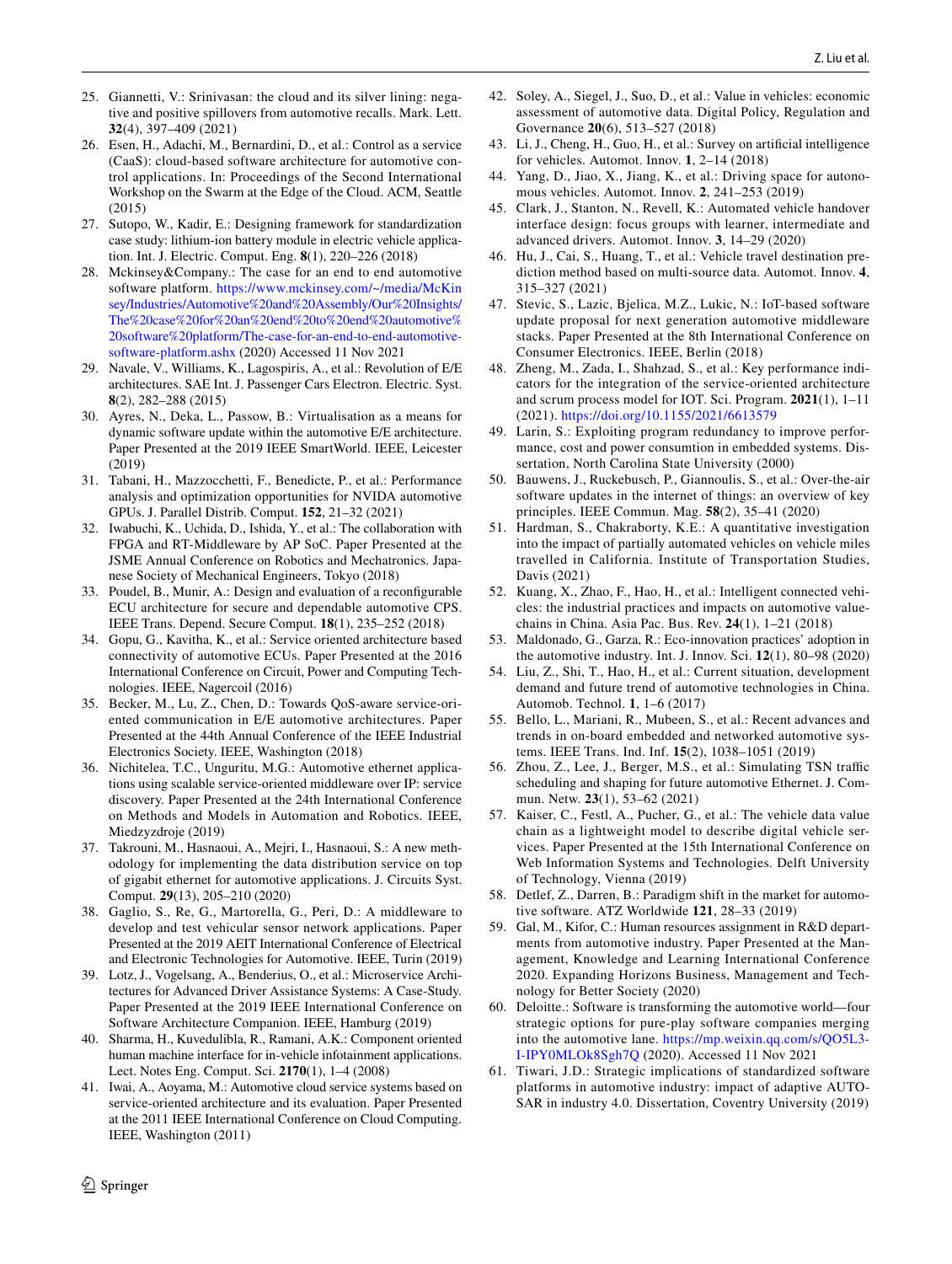25. Giannetti, V.: Srinivasan: the cloud and its silver lining: negative and positive spillovers from automotive recalls. Mark. Lett. **32**(4), 397–409 (2021)
26. Esen, H., Adachi, M., Bernardini, D., et al.: Control as a service (CaaS): cloud-based software architecture for automotive control applications. In: Proceedings of the Second International Workshop on the Swarm at the Edge of the Cloud. ACM, Seattle (2015)
27. Sutopo, W., Kadir, E.: Designing framework for standardization case study: lithium-ion battery module in electric vehicle application. Int. J. Electric. Comput. Eng. **8**(1), 220–226 (2018)
28. Mckinsey&Company.: The case for an end to end automotive software platform. https://www.mckinsey.com/~/media/McKinsey/Industries/Automotive%20and%20Assembly/Our%20Insights/The%20case%20for%20an%20end%20to%20end%20automotive%20software%20platform/The-case-for-an-end-to-end-automotive-software-platform.ashx (2020) Accessed 11 Nov 2021
29. Navale, V., Williams, K., Lagospiris, A., et al.: Revolution of E/E architectures. SAE Int. J. Passenger Cars Electron. Electric. Syst. **8**(2), 282–288 (2015)
30. Ayres, N., Deka, L., Passow, B.: Virtualisation as a means for dynamic software update within the automotive E/E architecture. Paper Presented at the 2019 IEEE SmartWorld. IEEE, Leicester (2019)
31. Tabani, H., Mazzocchetti, F., Benedicte, P., et al.: Performance analysis and optimization opportunities for NVIDA automotive GPUs. J. Parallel Distrib. Comput. **152**, 21–32 (2021)
32. Iwabuchi, K., Uchida, D., Ishida, Y., et al.: The collaboration with FPGA and RT-Middleware by AP SoC. Paper Presented at the JSME Annual Conference on Robotics and Mechatronics. Japanese Society of Mechanical Engineers, Tokyo (2018)
33. Poudel, B., Munir, A.: Design and evaluation of a reconfigurable ECU architecture for secure and dependable automotive CPS. IEEE Trans. Depend. Secure Comput. **18**(1), 235–252 (2018)
34. Gopu, G., Kavitha, K., et al.: Service oriented architecture based connectivity of automotive ECUs. Paper Presented at the 2016 International Conference on Circuit, Power and Computing Technologies. IEEE, Nagercoil (2016)
35. Becker, M., Lu, Z., Chen, D.: Towards QoS-aware service-oriented communication in E/E automotive architectures. Paper Presented at the 44th Annual Conference of the IEEE Industrial Electronics Society. IEEE, Washington (2018)
36. Nichitelea, T.C., Unguritu, M.G.: Automotive ethernet applications using scalable service-oriented middleware over IP: service discovery. Paper Presented at the 24th International Conference on Methods and Models in Automation and Robotics. IEEE, Miedzyzdroje (2019)
37. Takrouni, M., Hasnaoui, A., Mejri, I., Hasnaoui, S.: A new methodology for implementing the data distribution service on top of gigabit ethernet for automotive applications. J. Circuits Syst. Comput. **29**(13), 205–210 (2020)
38. Gaglio, S., Re, G., Martorella, G., Peri, D.: A middleware to develop and test vehicular sensor network applications. Paper Presented at the 2019 AEIT International Conference of Electrical and Electronic Technologies for Automotive. IEEE, Turin (2019)
39. Lotz, J., Vogelsang, A., Benderius, O., et al.: Microservice Architectures for Advanced Driver Assistance Systems: A Case-Study. Paper Presented at the 2019 IEEE International Conference on Software Architecture Companion. IEEE, Hamburg (2019)
40. Sharma, H., Kuvedulibla, R., Ramani, A.K.: Component oriented human machine interface for in-vehicle infotainment applications. Lect. Notes Eng. Comput. Sci. **2170**(1), 1–4 (2008)
41. Iwai, A., Aoyama, M.: Automotive cloud service systems based on service-oriented architecture and its evaluation. Paper Presented at the 2011 IEEE International Conference on Cloud Computing. IEEE, Washington (2011)
42. Soley, A., Siegel, J., Suo, D., et al.: Value in vehicles: economic assessment of automotive data. Digital Policy, Regulation and Governance **20**(6), 513–527 (2018)
43. Li, J., Cheng, H., Guo, H., et al.: Survey on artificial intelligence for vehicles. Automot. Innov. **1**, 2–14 (2018)
44. Yang, D., Jiao, X., Jiang, K., et al.: Driving space for autonomous vehicles. Automot. Innov. **2**, 241–253 (2019)
45. Clark, J., Stanton, N., Revell, K.: Automated vehicle handover interface design: focus groups with learner, intermediate and advanced drivers. Automot. Innov. **3**, 14–29 (2020)
46. Hu, J., Cai, S., Huang, T., et al.: Vehicle travel destination prediction method based on multi-source data. Automot. Innov. **4**, 315–327 (2021)
47. Stevic, S., Lazic, Bjelica, M.Z., Lukic, N.: IoT-based software update proposal for next generation automotive middleware stacks. Paper Presented at the 8th International Conference on Consumer Electronics. IEEE, Berlin (2018)
48. Zheng, M., Zada, I., Shahzad, S., et al.: Key performance indicators for the integration of the service-oriented architecture and scrum process model for IOT. Sci. Program. **2021**(1), 1–11 (2021). https://doi.org/10.1155/2021/6613579
49. Larin, S.: Exploiting program redundancy to improve performance, cost and power consumtion in embedded systems. Dissertation, North Carolina State University (2000)
50. Bauwens, J., Ruckebusch, P., Giannoulis, S., et al.: Over-the-air software updates in the internet of things: an overview of key principles. IEEE Commun. Mag. **58**(2), 35–41 (2020)
51. Hardman, S., Chakraborty, K.E.: A quantitative investigation into the impact of partially automated vehicles on vehicle miles travelled in California. Institute of Transportation Studies, Davis (2021)
52. Kuang, X., Zhao, F., Hao, H., et al.: Intelligent connected vehicles: the industrial practices and impacts on automotive value-chains in China. Asia Pac. Bus. Rev. **24**(1), 1–21 (2018)
53. Maldonado, G., Garza, R.: Eco-innovation practices' adoption in the automotive industry. Int. J. Innov. Sci. **12**(1), 80–98 (2020)
54. Liu, Z., Shi, T., Hao, H., et al.: Current situation, development demand and future trend of automotive technologies in China. Automob. Technol. **1**, 1–6 (2017)
55. Bello, L., Mariani, R., Mubeen, S., et al.: Recent advances and trends in on-board embedded and networked automotive systems. IEEE Trans. Ind. Inf. **15**(2), 1038–1051 (2019)
56. Zhou, Z., Lee, J., Berger, M.S., et al.: Simulating TSN traffic scheduling and shaping for future automotive Ethernet. J. Commun. Netw. **23**(1), 53–62 (2021)
57. Kaiser, C., Festl, A., Pucher, G., et al.: The vehicle data value chain as a lightweight model to describe digital vehicle services. Paper Presented at the 15th International Conference on Web Information Systems and Technologies. Delft University of Technology, Vienna (2019)
58. Detlef, Z., Darren, B.: Paradigm shift in the market for automotive software. ATZ Worldwide **121**, 28–33 (2019)
59. Gal, M., Kifor, C.: Human resources assignment in R&D departments from automotive industry. Paper Presented at the Management, Knowledge and Learning International Conference 2020. Expanding Horizons Business, Management and Technology for Better Society (2020)
60. Deloitte.: Software is transforming the automotive world—four strategic options for pure-play software companies merging into the automotive lane. https://mp.weixin.qq.com/s/QO5L3-I-IPY0MLOk8Sgh7Q (2020). Accessed 11 Nov 2021
61. Tiwari, J.D.: Strategic implications of standardized software platforms in automotive industry: impact of adaptive AUTOSAR in industry 4.0. Dissertation, Coventry University (2019)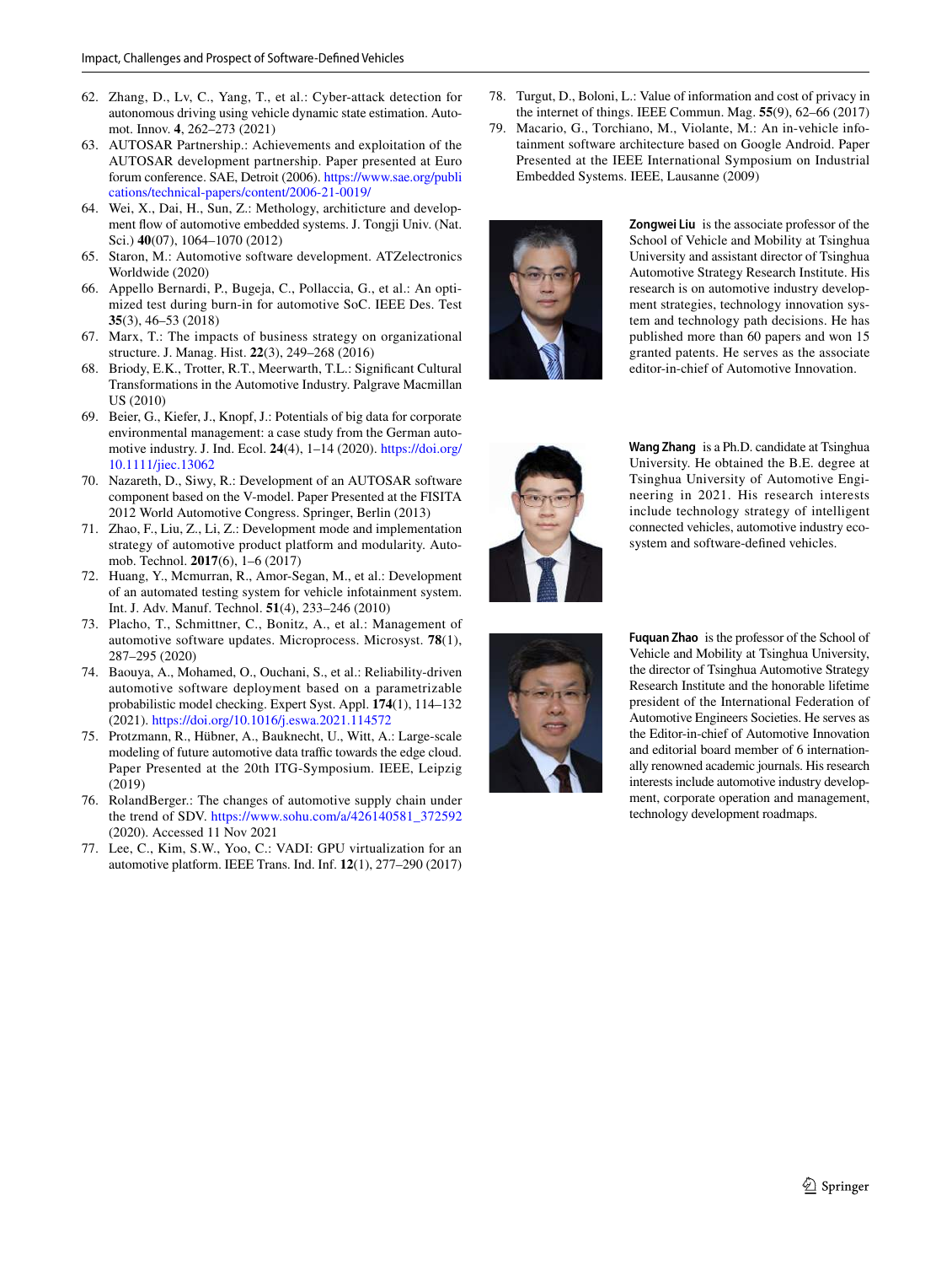62. Zhang, D., Lv, C., Yang, T., et al.: Cyber-attack detection for autonomous driving using vehicle dynamic state estimation. Automot. Innov. **4**, 262–273 (2021)
63. AUTOSAR Partnership.: Achievements and exploitation of the AUTOSAR development partnership. Paper presented at Euro forum conference. SAE, Detroit (2006). https://www.sae.org/publications/technical-papers/content/2006-21-0019/
64. Wei, X., Dai, H., Sun, Z.: Methology, architecture and development flow of automotive embedded systems. J. Tongji Univ. (Nat. Sci.) **40**(07), 1064–1070 (2012)
65. Staron, M.: Automotive software development. ATZelectronics Worldwide (2020)
66. Appello Bernardi, P., Bugeja, C., Pollaccia, G., et al.: An optimized test during burn-in for automotive SoC. IEEE Des. Test **35**(3), 46–53 (2018)
67. Marx, T.: The impacts of business strategy on organizational structure. J. Manag. Hist. **22**(3), 249–268 (2016)
68. Briody, E.K., Trotter, R.T., Meerwarth, T.L.: Significant Cultural Transformations in the Automotive Industry. Palgrave Macmillan US (2010)
69. Beier, G., Kiefer, J., Knopf, J.: Potentials of big data for corporate environmental management: a case study from the German automotive industry. J. Ind. Ecol. **24**(4), 1–14 (2020). https://doi.org/10.1111/jiec.13062
70. Nazareth, D., Siwy, R.: Development of an AUTOSAR software component based on the V-model. Paper Presented at the FISITA 2012 World Automotive Congress. Springer, Berlin (2013)
71. Zhao, F., Liu, Z., Li, Z.: Development mode and implementation strategy of automotive product platform and modularity. Automob. Technol. **2017**(6), 1–6 (2017)
72. Huang, Y., Mcmurran, R., Amor-Segan, M., et al.: Development of an automated testing system for vehicle infotainment system. Int. J. Adv. Manuf. Technol. **51**(4), 233–246 (2010)
73. Placho, T., Schmittner, C., Bonitz, A., et al.: Management of automotive software updates. Microprocess. Microsyst. **78**(1), 287–295 (2020)
74. Baouya, A., Mohamed, O., Ouchani, S., et al.: Reliability-driven automotive software deployment based on a parametrizable probabilistic model checking. Expert Syst. Appl. **174**(1), 114–132 (2021). https://doi.org/10.1016/j.eswa.2021.114572
75. Protzmann, R., Hübner, A., Bauknecht, U., Witt, A.: Large-scale modeling of future automotive data traffic towards the edge cloud. Paper Presented at the 20th ITG-Symposium. IEEE, Leipzig (2019)
76. RolandBerger.: The changes of automotive supply chain under the trend of SDV. https://www.sohu.com/a/426140581_372592 (2020). Accessed 11 Nov 2021
77. Lee, C., Kim, S.W., Yoo, C.: VADI: GPU virtualization for an automotive platform. IEEE Trans. Ind. Inf. **12**(1), 277–290 (2017)
78. Turgut, D., Boloni, L.: Value of information and cost of privacy in the internet of things. IEEE Commun. Mag. **55**(9), 62–66 (2017)
79. Macario, G., Torchiano, M., Violante, M.: An in-vehicle infotainment software architecture based on Google Android. Paper Presented at the IEEE International Symposium on Industrial Embedded Systems. IEEE, Lausanne (2009)

**Zongwei Liu** is the associate professor of the School of Vehicle and Mobility at Tsinghua University and assistant director of Tsinghua Automotive Strategy Research Institute. His research is on automotive industry development strategies, technology innovation system and technology path decisions. He has published more than 60 papers and won 15 granted patents. He serves as the associate editor-in-chief of Automotive Innovation.

**Wang Zhang** is a Ph.D. candidate at Tsinghua University. He obtained the B.E. degree at Tsinghua University of Automotive Engineering in 2021. His research interests include technology strategy of intelligent connected vehicles, automotive industry ecosystem and software-defined vehicles.

**Fuquan Zhao** is the professor of the School of Vehicle and Mobility at Tsinghua University, the director of Tsinghua Automotive Strategy Research Institute and the honorable lifetime president of the International Federation of Automotive Engineers Societies. He serves as the Editor-in-chief of Automotive Innovation and editorial board member of 6 internationally renowned academic journals. His research interests include automotive industry development, corporate operation and management, technology development roadmaps.